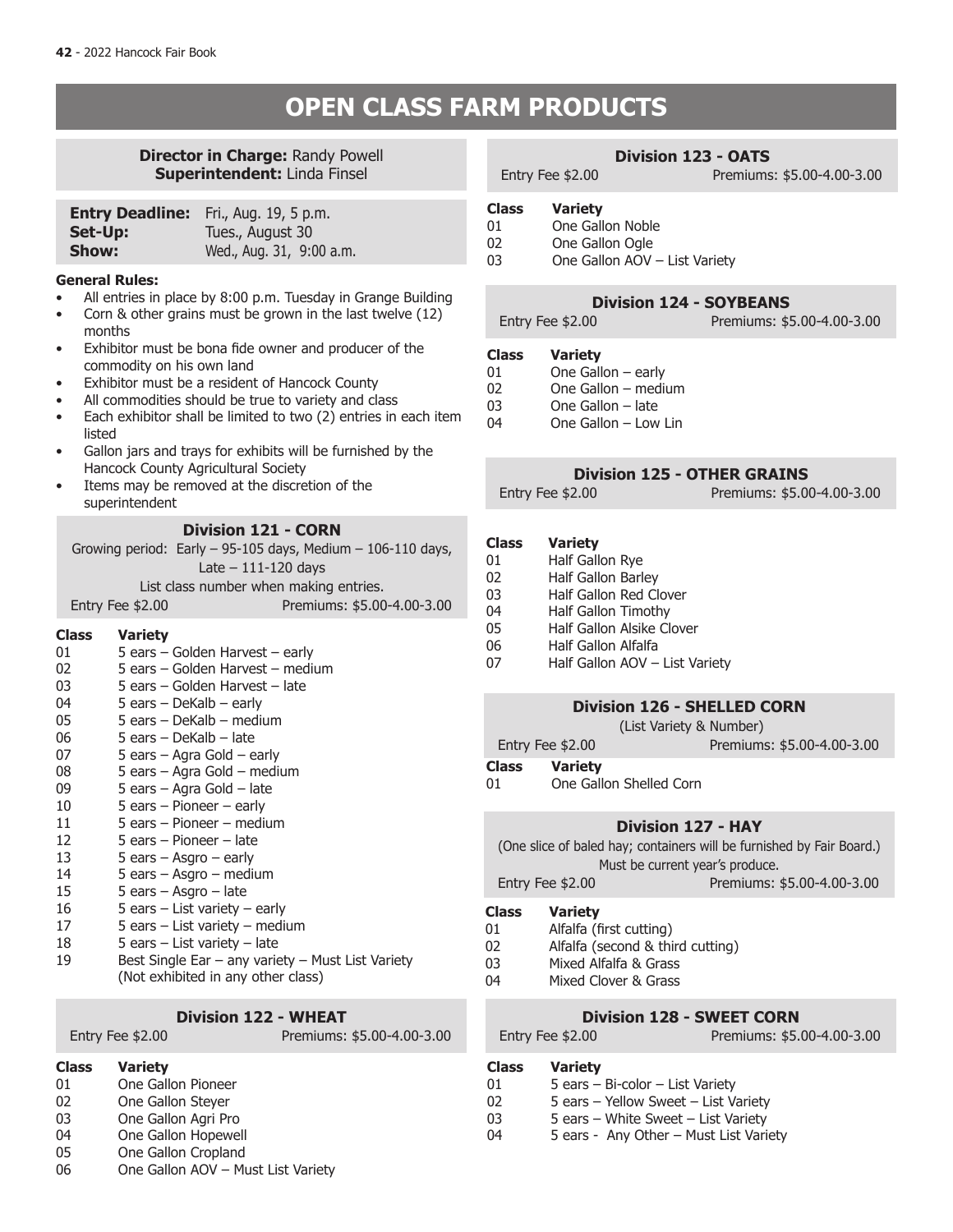// 2022 Hancock Fair Book

# OPEN CLASS FARM PRODUCTS

**Director in Charge:** Randy Powell
**Superintendent:** Linda Finsel

**Entry Deadline:** Fri., Aug. 19, 5 p.m.
**Set-Up:** Tues., August 30
**Show:** Wed., Aug. 31, 9:00 a.m.

**General Rules:**

- All entries in place by 8:00 p.m. Tuesday in Grange Building
- Corn & other grains must be grown in the last twelve (12) months
- Exhibitor must be bona fide owner and producer of the commodity on his own land
- Exhibitor must be a resident of Hancock County
- All commodities should be true to variety and class
- Each exhibitor shall be limited to two (2) entries in each item listed
- Gallon jars and trays for exhibits will be furnished by the Hancock County Agricultural Society
- Items may be removed at the discretion of the superintendent

### Division 121 - CORN

Growing period: Early – 95-105 days, Medium – 106-110 days, Late – 111-120 days

List class number when making entries.

Entry Fee $2.00 — Premiums: $5.00-4.00-3.00

| Class | Variety |
|---|---|
| 01 | 5 ears – Golden Harvest – early |
| 02 | 5 ears – Golden Harvest – medium |
| 03 | 5 ears – Golden Harvest – late |
| 04 | 5 ears – DeKalb – early |
| 05 | 5 ears – DeKalb – medium |
| 06 | 5 ears – DeKalb – late |
| 07 | 5 ears – Agra Gold – early |
| 08 | 5 ears – Agra Gold – medium |
| 09 | 5 ears – Agra Gold – late |
| 10 | 5 ears – Pioneer – early |
| 11 | 5 ears – Pioneer – medium |
| 12 | 5 ears – Pioneer – late |
| 13 | 5 ears – Asgro – early |
| 14 | 5 ears – Asgro – medium |
| 15 | 5 ears – Asgro – late |
| 16 | 5 ears – List variety – early |
| 17 | 5 ears – List variety – medium |
| 18 | 5 ears – List variety – late |
| 19 | Best Single Ear – any variety – Must List Variety (Not exhibited in any other class) |

### Division 122 - WHEAT

Entry Fee $2.00 — Premiums: $5.00-4.00-3.00

| Class | Variety |
|---|---|
| 01 | One Gallon Pioneer |
| 02 | One Gallon Steyer |
| 03 | One Gallon Agri Pro |
| 04 | One Gallon Hopewell |
| 05 | One Gallon Cropland |
| 06 | One Gallon AOV – Must List Variety |

### Division 123 - OATS

Entry Fee $2.00 — Premiums: $5.00-4.00-3.00

| Class | Variety |
|---|---|
| 01 | One Gallon Noble |
| 02 | One Gallon Ogle |
| 03 | One Gallon AOV – List Variety |

### Division 124 - SOYBEANS

Entry Fee $2.00 — Premiums: $5.00-4.00-3.00

| Class | Variety |
|---|---|
| 01 | One Gallon – early |
| 02 | One Gallon – medium |
| 03 | One Gallon – late |
| 04 | One Gallon – Low Lin |

### Division 125 - OTHER GRAINS

Entry Fee $2.00 — Premiums: $5.00-4.00-3.00

| Class | Variety |
|---|---|
| 01 | Half Gallon Rye |
| 02 | Half Gallon Barley |
| 03 | Half Gallon Red Clover |
| 04 | Half Gallon Timothy |
| 05 | Half Gallon Alsike Clover |
| 06 | Half Gallon Alfalfa |
| 07 | Half Gallon AOV – List Variety |

### Division 126 - SHELLED CORN

(List Variety & Number)

Entry Fee $2.00 — Premiums: $5.00-4.00-3.00

| Class | Variety |
|---|---|
| 01 | One Gallon Shelled Corn |

### Division 127 - HAY

(One slice of baled hay; containers will be furnished by Fair Board.)
Must be current year's produce.

Entry Fee $2.00 — Premiums: $5.00-4.00-3.00

| Class | Variety |
|---|---|
| 01 | Alfalfa (first cutting) |
| 02 | Alfalfa (second & third cutting) |
| 03 | Mixed Alfalfa & Grass |
| 04 | Mixed Clover & Grass |

### Division 128 - SWEET CORN

Entry Fee $2.00 — Premiums: $5.00-4.00-3.00

| Class | Variety |
|---|---|
| 01 | 5 ears – Bi-color – List Variety |
| 02 | 5 ears – Yellow Sweet – List Variety |
| 03 | 5 ears – White Sweet – List Variety |
| 04 | 5 ears - Any Other – Must List Variety |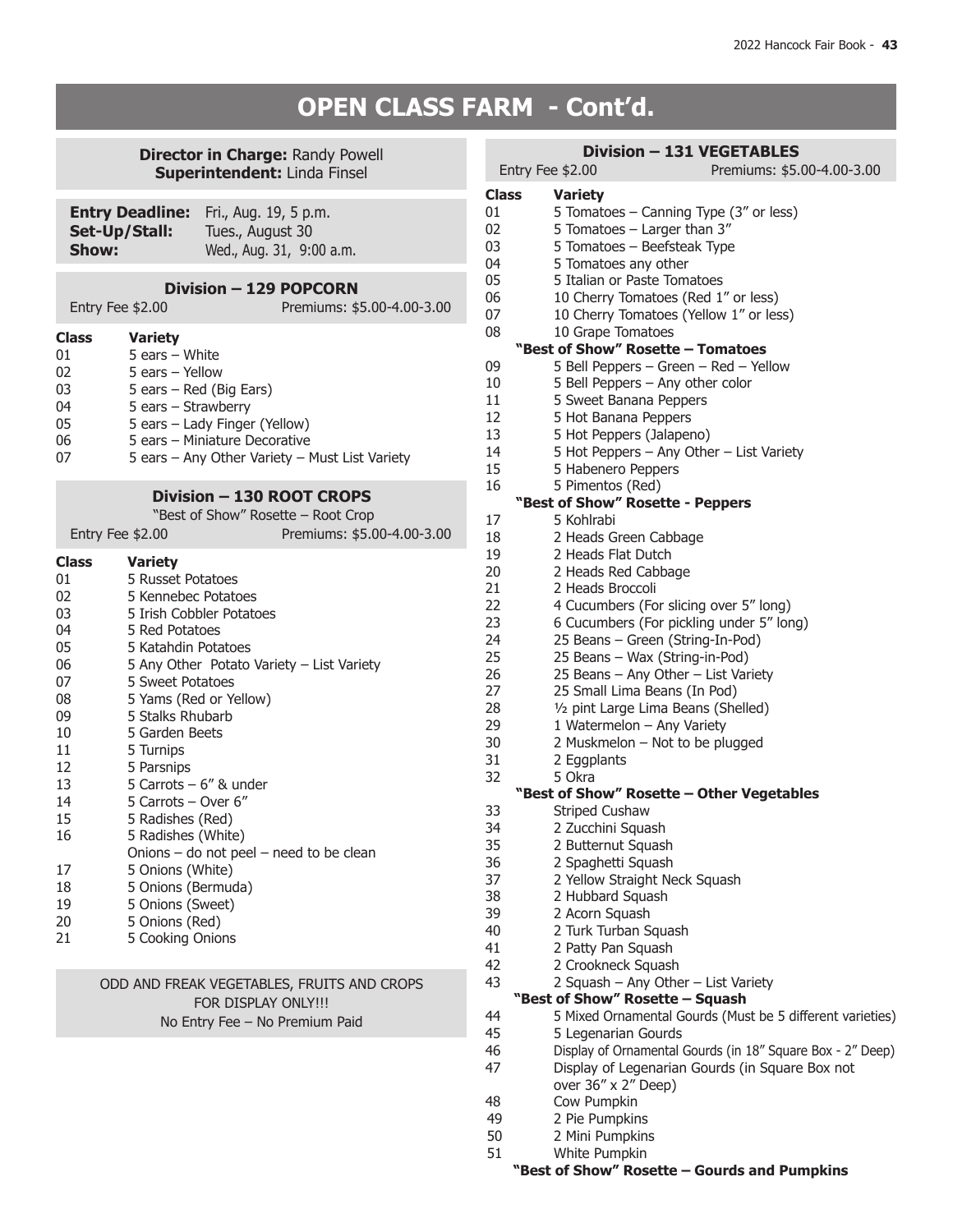# OPEN CLASS FARM - Cont'd.

**Director in Charge:** Randy Powell
**Superintendent:** Linda Finsel

**Entry Deadline:** Fri., Aug. 19, 5 p.m.
**Set-Up/Stall:** Tues., August 30
**Show:** Wed., Aug. 31, 9:00 a.m.

## Division – 129 POPCORN

Entry Fee $2.00 — Premiums: $5.00-4.00-3.00

| Class | Variety |
|---|---|
| 01 | 5 ears – White |
| 02 | 5 ears – Yellow |
| 03 | 5 ears – Red (Big Ears) |
| 04 | 5 ears – Strawberry |
| 05 | 5 ears – Lady Finger (Yellow) |
| 06 | 5 ears – Miniature Decorative |
| 07 | 5 ears – Any Other Variety – Must List Variety |

## Division – 130 ROOT CROPS

"Best of Show" Rosette – Root Crop

Entry Fee $2.00 — Premiums: $5.00-4.00-3.00

| Class | Variety |
|---|---|
| 01 | 5 Russet Potatoes |
| 02 | 5 Kennebec Potatoes |
| 03 | 5 Irish Cobbler Potatoes |
| 04 | 5 Red Potatoes |
| 05 | 5 Katahdin Potatoes |
| 06 | 5 Any Other Potato Variety – List Variety |
| 07 | 5 Sweet Potatoes |
| 08 | 5 Yams (Red or Yellow) |
| 09 | 5 Stalks Rhubarb |
| 10 | 5 Garden Beets |
| 11 | 5 Turnips |
| 12 | 5 Parsnips |
| 13 | 5 Carrots – 6" & under |
| 14 | 5 Carrots – Over 6" |
| 15 | 5 Radishes (Red) |
| 16 | 5 Radishes (White) |
| | Onions – do not peel – need to be clean |
| 17 | 5 Onions (White) |
| 18 | 5 Onions (Bermuda) |
| 19 | 5 Onions (Sweet) |
| 20 | 5 Onions (Red) |
| 21 | 5 Cooking Onions |

ODD AND FREAK VEGETABLES, FRUITS AND CROPS FOR DISPLAY ONLY!!!
No Entry Fee – No Premium Paid

## Division – 131 VEGETABLES

Entry Fee $2.00 — Premiums: $5.00-4.00-3.00

| Class | Variety |
|---|---|
| 01 | 5 Tomatoes – Canning Type (3" or less) |
| 02 | 5 Tomatoes – Larger than 3" |
| 03 | 5 Tomatoes – Beefsteak Type |
| 04 | 5 Tomatoes any other |
| 05 | 5 Italian or Paste Tomatoes |
| 06 | 10 Cherry Tomatoes (Red 1" or less) |
| 07 | 10 Cherry Tomatoes (Yellow 1" or less) |
| 08 | 10 Grape Tomatoes |
| | **"Best of Show" Rosette – Tomatoes** |
| 09 | 5 Bell Peppers – Green – Red – Yellow |
| 10 | 5 Bell Peppers – Any other color |
| 11 | 5 Sweet Banana Peppers |
| 12 | 5 Hot Banana Peppers |
| 13 | 5 Hot Peppers (Jalapeno) |
| 14 | 5 Hot Peppers – Any Other – List Variety |
| 15 | 5 Habenero Peppers |
| 16 | 5 Pimentos (Red) |
| | **"Best of Show" Rosette - Peppers** |
| 17 | 5 Kohlrabi |
| 18 | 2 Heads Green Cabbage |
| 19 | 2 Heads Flat Dutch |
| 20 | 2 Heads Red Cabbage |
| 21 | 2 Heads Broccoli |
| 22 | 4 Cucumbers (For slicing over 5" long) |
| 23 | 6 Cucumbers (For pickling under 5" long) |
| 24 | 25 Beans – Green (String-In-Pod) |
| 25 | 25 Beans – Wax (String-in-Pod) |
| 26 | 25 Beans – Any Other – List Variety |
| 27 | 25 Small Lima Beans (In Pod) |
| 28 | ½ pint Large Lima Beans (Shelled) |
| 29 | 1 Watermelon – Any Variety |
| 30 | 2 Muskmelon – Not to be plugged |
| 31 | 2 Eggplants |
| 32 | 5 Okra |
| | **"Best of Show" Rosette – Other Vegetables** |
| 33 | Striped Cushaw |
| 34 | 2 Zucchini Squash |
| 35 | 2 Butternut Squash |
| 36 | 2 Spaghetti Squash |
| 37 | 2 Yellow Straight Neck Squash |
| 38 | 2 Hubbard Squash |
| 39 | 2 Acorn Squash |
| 40 | 2 Turk Turban Squash |
| 41 | 2 Patty Pan Squash |
| 42 | 2 Crookneck Squash |
| 43 | 2 Squash – Any Other – List Variety |
| | **"Best of Show" Rosette – Squash** |
| 44 | 5 Mixed Ornamental Gourds (Must be 5 different varieties) |
| 45 | 5 Legenarian Gourds |
| 46 | Display of Ornamental Gourds (in 18" Square Box - 2" Deep) |
| 47 | Display of Legenarian Gourds (in Square Box not over 36" x 2" Deep) |
| 48 | Cow Pumpkin |
| 49 | 2 Pie Pumpkins |
| 50 | 2 Mini Pumpkins |
| 51 | White Pumpkin |
| | **"Best of Show" Rosette – Gourds and Pumpkins** |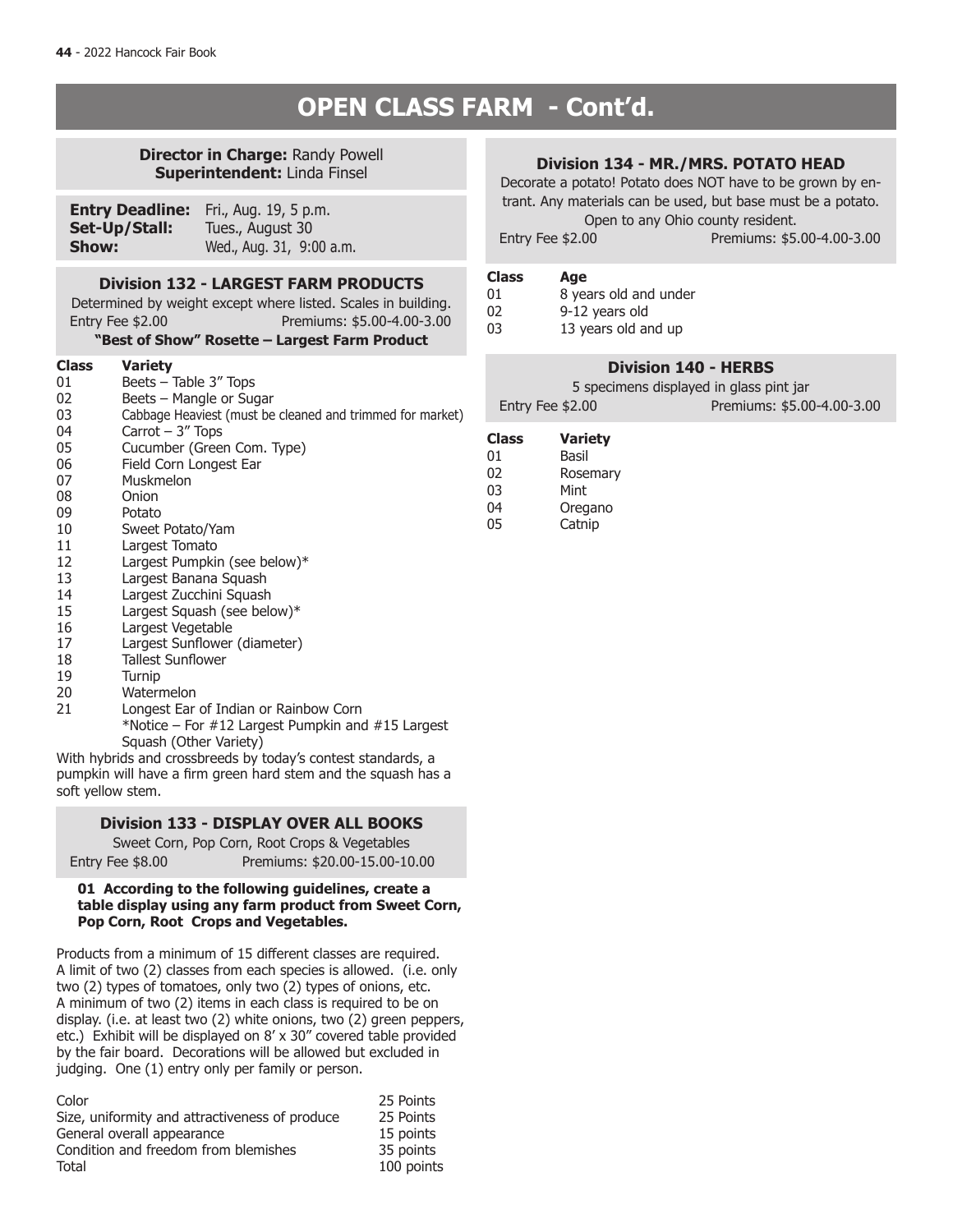# OPEN CLASS FARM - Cont'd.

**Director in Charge:** Randy Powell
**Superintendent:** Linda Finsel

| | |
|---|---|
| **Entry Deadline:** | Fri., Aug. 19, 5 p.m. |
| **Set-Up/Stall:** | Tues., August 30 |
| **Show:** | Wed., Aug. 31, 9:00 a.m. |

## Division 132 - LARGEST FARM PRODUCTS

Determined by weight except where listed. Scales in building.

Entry Fee $2.00 Premiums: $5.00-4.00-3.00

**"Best of Show" Rosette – Largest Farm Product**

| Class | Variety |
|---|---|
| 01 | Beets – Table 3" Tops |
| 02 | Beets – Mangle or Sugar |
| 03 | Cabbage Heaviest (must be cleaned and trimmed for market) |
| 04 | Carrot – 3" Tops |
| 05 | Cucumber (Green Com. Type) |
| 06 | Field Corn Longest Ear |
| 07 | Muskmelon |
| 08 | Onion |
| 09 | Potato |
| 10 | Sweet Potato/Yam |
| 11 | Largest Tomato |
| 12 | Largest Pumpkin (see below)* |
| 13 | Largest Banana Squash |
| 14 | Largest Zucchini Squash |
| 15 | Largest Squash (see below)* |
| 16 | Largest Vegetable |
| 17 | Largest Sunflower (diameter) |
| 18 | Tallest Sunflower |
| 19 | Turnip |
| 20 | Watermelon |
| 21 | Longest Ear of Indian or Rainbow Corn |

*Notice – For #12 Largest Pumpkin and #15 Largest Squash (Other Variety)

With hybrids and crossbreeds by today's contest standards, a pumpkin will have a firm green hard stem and the squash has a soft yellow stem.

## Division 133 - DISPLAY OVER ALL BOOKS

Sweet Corn, Pop Corn, Root Crops & Vegetables

Entry Fee $8.00 Premiums: $20.00-15.00-10.00

**01 According to the following guidelines, create a table display using any farm product from Sweet Corn, Pop Corn, Root Crops and Vegetables.**

Products from a minimum of 15 different classes are required. A limit of two (2) classes from each species is allowed. (i.e. only two (2) types of tomatoes, only two (2) types of onions, etc. A minimum of two (2) items in each class is required to be on display. (i.e. at least two (2) white onions, two (2) green peppers, etc.) Exhibit will be displayed on 8' x 30" covered table provided by the fair board. Decorations will be allowed but excluded in judging. One (1) entry only per family or person.

| | |
|---|---|
| Color | 25 Points |
| Size, uniformity and attractiveness of produce | 25 Points |
| General overall appearance | 15 points |
| Condition and freedom from blemishes | 35 points |
| Total | 100 points |

## Division 134 - MR./MRS. POTATO HEAD

Decorate a potato! Potato does NOT have to be grown by entrant. Any materials can be used, but base must be a potato. Open to any Ohio county resident.

Entry Fee $2.00 Premiums: $5.00-4.00-3.00

| Class | Age |
|---|---|
| 01 | 8 years old and under |
| 02 | 9-12 years old |
| 03 | 13 years old and up |

## Division 140 - HERBS

5 specimens displayed in glass pint jar

Entry Fee $2.00 Premiums: $5.00-4.00-3.00

| Class | Variety |
|---|---|
| 01 | Basil |
| 02 | Rosemary |
| 03 | Mint |
| 04 | Oregano |
| 05 | Catnip |